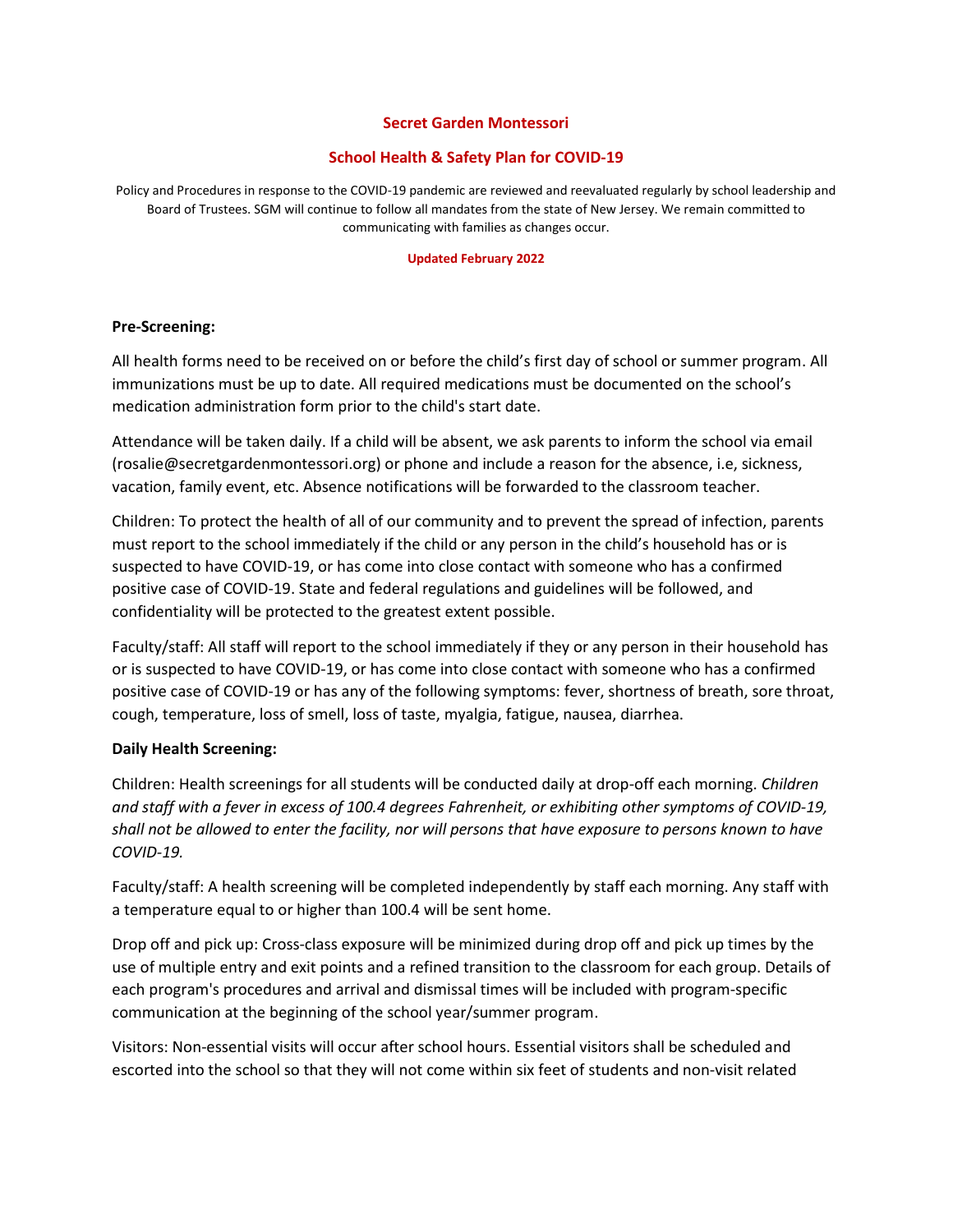# Secret Garden Montessori

## School Health & Safety Plan for COVID-19

Policy and Procedures in response to the COVID-19 pandemic are reviewed and reevaluated regularly by school leadership and Board of Trustees. SGM will continue to follow all mandates from the state of New Jersey. We remain committed to communicating with families as changes occur.

**Updated February 2022**

**Pre-Screening:**

All health forms need to be received on or before the child's first day of school or summer program. All immunizations must be up to date. All required medications must be documented on the school's medication administration form prior to the child's start date.

Attendance will be taken daily. If a child will be absent, we ask parents to inform the school via email (rosalie@secretgardenmontessori.org) or phone and include a reason for the absence, i.e, sickness, vacation, family event, etc. Absence notifications will be forwarded to the classroom teacher.

Children: To protect the health of all of our community and to prevent the spread of infection, parents must report to the school immediately if the child or any person in the child's household has or is suspected to have COVID-19, or has come into close contact with someone who has a confirmed positive case of COVID-19. State and federal regulations and guidelines will be followed, and confidentiality will be protected to the greatest extent possible.

Faculty/staff: All staff will report to the school immediately if they or any person in their household has or is suspected to have COVID-19, or has come into close contact with someone who has a confirmed positive case of COVID-19 or has any of the following symptoms: fever, shortness of breath, sore throat, cough, temperature, loss of smell, loss of taste, myalgia, fatigue, nausea, diarrhea.

**Daily Health Screening:**

Children: Health screenings for all students will be conducted daily at drop-off each morning. *Children and staff with a fever in excess of 100.4 degrees Fahrenheit, or exhibiting other symptoms of COVID-19, shall not be allowed to enter the facility, nor will persons that have exposure to persons known to have COVID-19.*

Faculty/staff: A health screening will be completed independently by staff each morning. Any staff with a temperature equal to or higher than 100.4 will be sent home.

Drop off and pick up: Cross-class exposure will be minimized during drop off and pick up times by the use of multiple entry and exit points and a refined transition to the classroom for each group. Details of each program's procedures and arrival and dismissal times will be included with program-specific communication at the beginning of the school year/summer program.

Visitors: Non-essential visits will occur after school hours. Essential visitors shall be scheduled and escorted into the school so that they will not come within six feet of students and non-visit related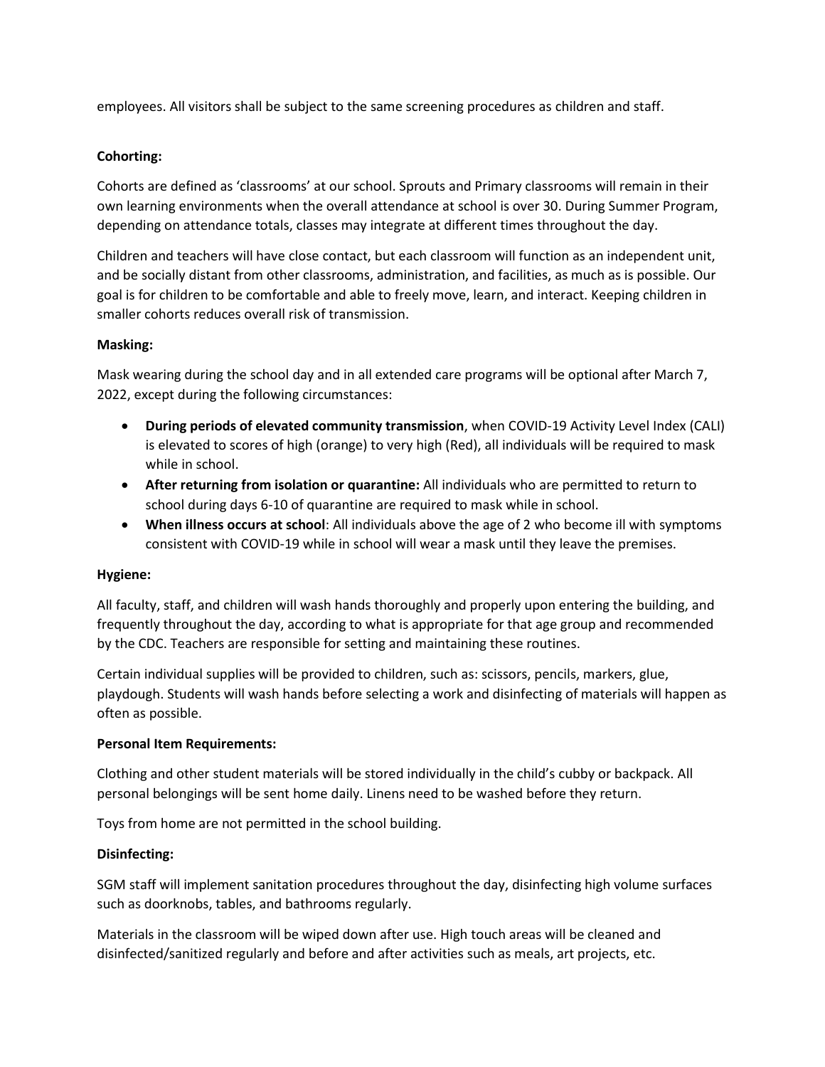employees. All visitors shall be subject to the same screening procedures as children and staff.

**Cohorting:**

Cohorts are defined as 'classrooms' at our school. Sprouts and Primary classrooms will remain in their own learning environments when the overall attendance at school is over 30. During Summer Program, depending on attendance totals, classes may integrate at different times throughout the day.

Children and teachers will have close contact, but each classroom will function as an independent unit, and be socially distant from other classrooms, administration, and facilities, as much as is possible. Our goal is for children to be comfortable and able to freely move, learn, and interact. Keeping children in smaller cohorts reduces overall risk of transmission.

**Masking:**

Mask wearing during the school day and in all extended care programs will be optional after March 7, 2022, except during the following circumstances:

- **During periods of elevated community transmission**, when COVID-19 Activity Level Index (CALI) is elevated to scores of high (orange) to very high (Red), all individuals will be required to mask while in school.
- **After returning from isolation or quarantine:** All individuals who are permitted to return to school during days 6-10 of quarantine are required to mask while in school.
- **When illness occurs at school**: All individuals above the age of 2 who become ill with symptoms consistent with COVID-19 while in school will wear a mask until they leave the premises.

**Hygiene:**

All faculty, staff, and children will wash hands thoroughly and properly upon entering the building, and frequently throughout the day, according to what is appropriate for that age group and recommended by the CDC. Teachers are responsible for setting and maintaining these routines.

Certain individual supplies will be provided to children, such as: scissors, pencils, markers, glue, playdough. Students will wash hands before selecting a work and disinfecting of materials will happen as often as possible.

**Personal Item Requirements:**

Clothing and other student materials will be stored individually in the child's cubby or backpack. All personal belongings will be sent home daily. Linens need to be washed before they return.

Toys from home are not permitted in the school building.

**Disinfecting:**

SGM staff will implement sanitation procedures throughout the day, disinfecting high volume surfaces such as doorknobs, tables, and bathrooms regularly.

Materials in the classroom will be wiped down after use. High touch areas will be cleaned and disinfected/sanitized regularly and before and after activities such as meals, art projects, etc.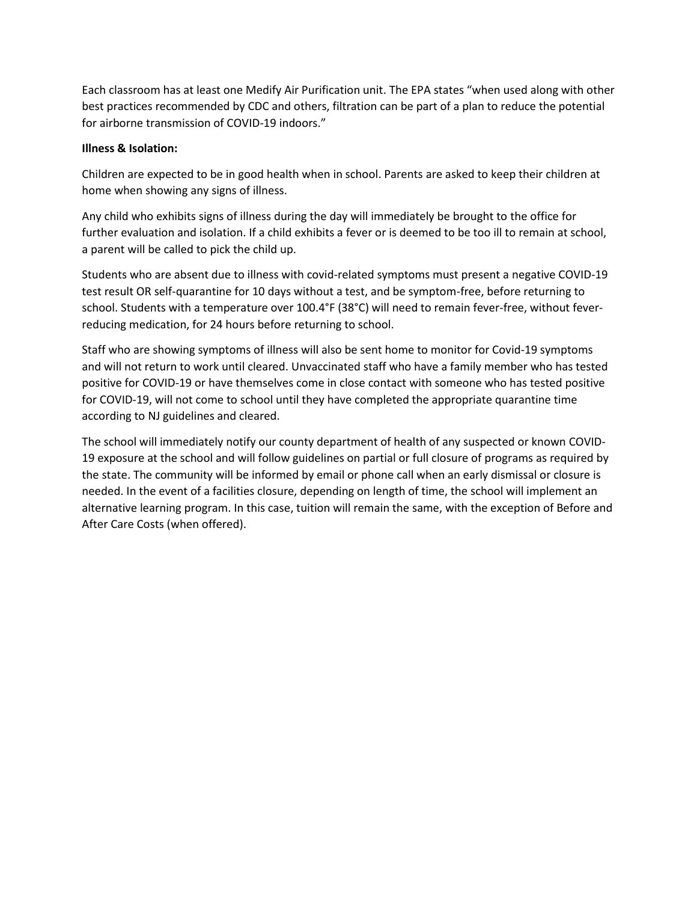Each classroom has at least one Medify Air Purification unit. The EPA states "when used along with other best practices recommended by CDC and others, filtration can be part of a plan to reduce the potential for airborne transmission of COVID-19 indoors."

**Illness & Isolation:**

Children are expected to be in good health when in school. Parents are asked to keep their children at home when showing any signs of illness.

Any child who exhibits signs of illness during the day will immediately be brought to the office for further evaluation and isolation. If a child exhibits a fever or is deemed to be too ill to remain at school, a parent will be called to pick the child up.

Students who are absent due to illness with covid-related symptoms must present a negative COVID-19 test result OR self-quarantine for 10 days without a test, and be symptom-free, before returning to school. Students with a temperature over 100.4°F (38°C) will need to remain fever-free, without fever-reducing medication, for 24 hours before returning to school.

Staff who are showing symptoms of illness will also be sent home to monitor for Covid-19 symptoms and will not return to work until cleared. Unvaccinated staff who have a family member who has tested positive for COVID-19 or have themselves come in close contact with someone who has tested positive for COVID-19, will not come to school until they have completed the appropriate quarantine time according to NJ guidelines and cleared.

The school will immediately notify our county department of health of any suspected or known COVID-19 exposure at the school and will follow guidelines on partial or full closure of programs as required by the state. The community will be informed by email or phone call when an early dismissal or closure is needed. In the event of a facilities closure, depending on length of time, the school will implement an alternative learning program. In this case, tuition will remain the same, with the exception of Before and After Care Costs (when offered).